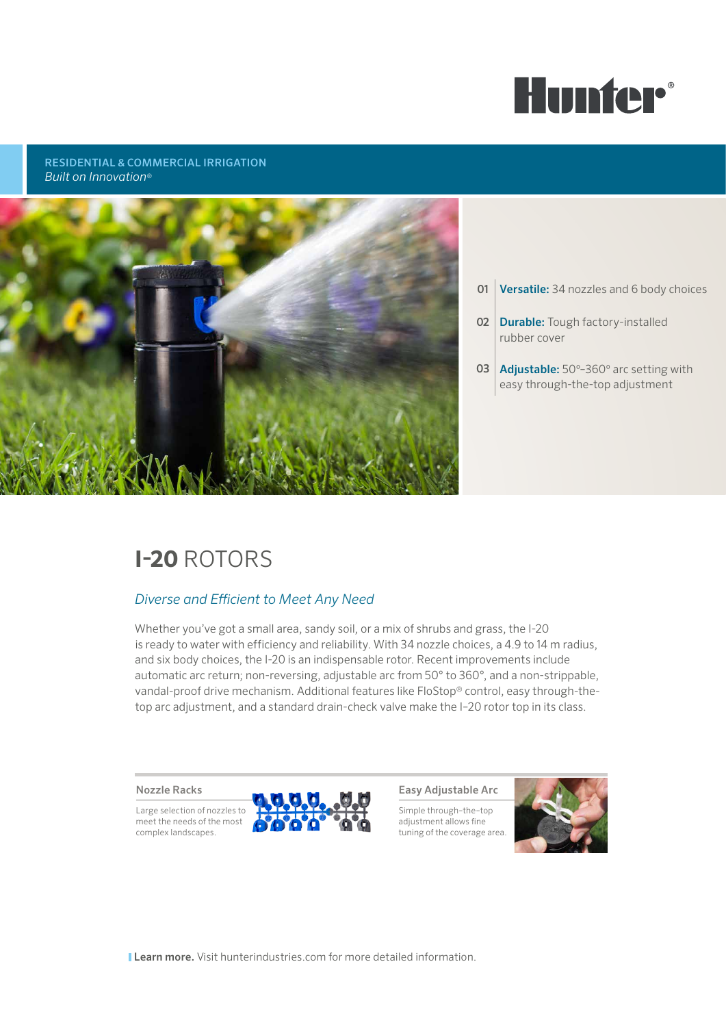Hunter®

**RESIDENTIAL & COMMERCIAL IRRIGATION**
*Built on Innovation®*

01 **Versatile:** 34 nozzles and 6 body choices

02 **Durable:** Tough factory-installed rubber cover

03 **Adjustable:** 50°–360° arc setting with easy through-the-top adjustment

# **I-20** ROTORS

*Diverse and Efficient to Meet Any Need*

Whether you've got a small area, sandy soil, or a mix of shrubs and grass, the I-20 is ready to water with efficiency and reliability. With 34 nozzle choices, a 4.9 to 14 m radius, and six body choices, the I-20 is an indispensable rotor. Recent improvements include automatic arc return; non-reversing, adjustable arc from 50° to 360°, and a non-strippable, vandal-proof drive mechanism. Additional features like FloStop® control, easy through-the-top arc adjustment, and a standard drain-check valve make the I–20 rotor top in its class.

### Nozzle Racks

Large selection of nozzles to meet the needs of the most complex landscapes.

### Easy Adjustable Arc

Simple through-the-top adjustment allows fine tuning of the coverage area.

**Learn more.** Visit hunterindustries.com for more detailed information.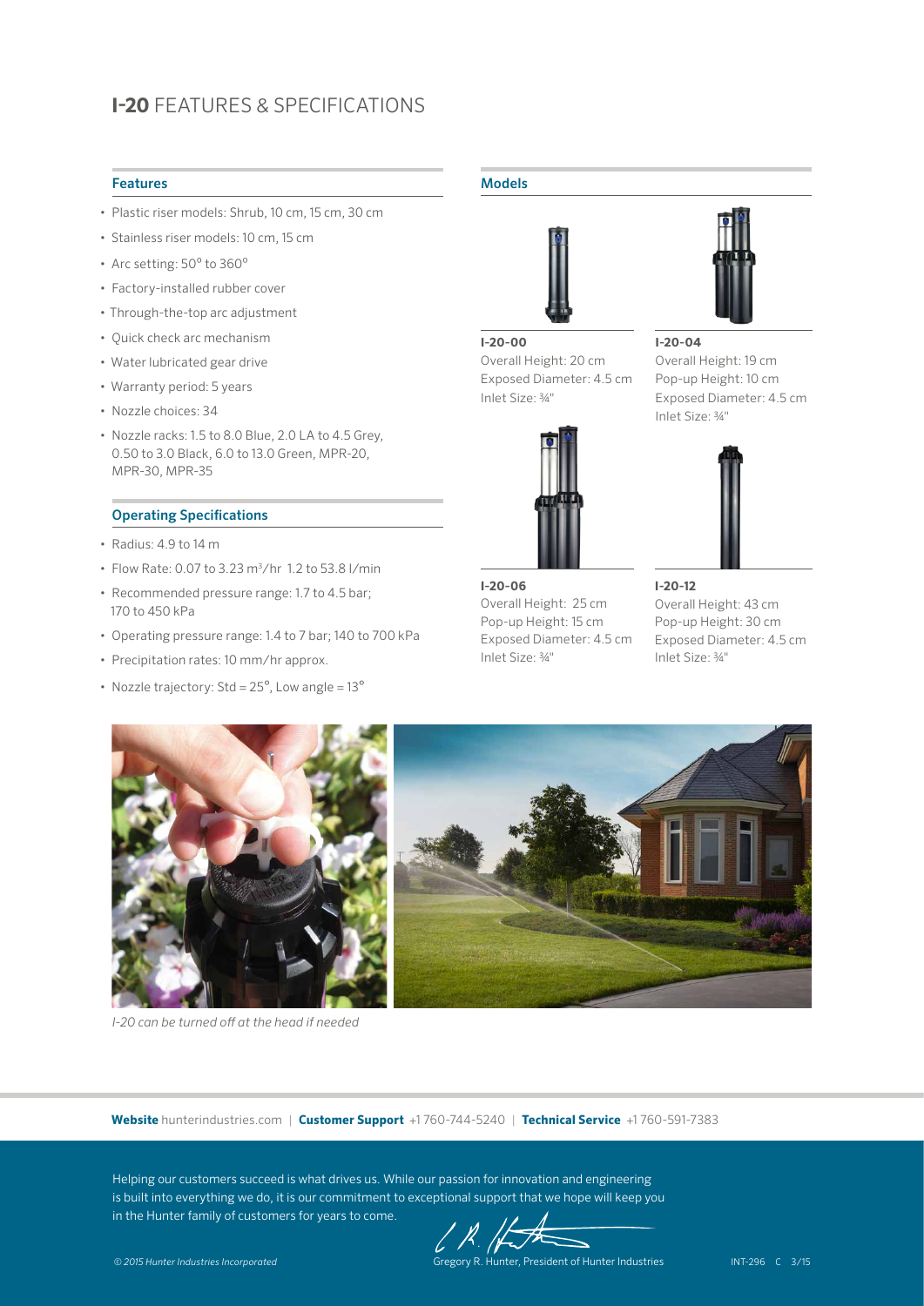# **I-20** FEATURES & SPECIFICATIONS

## Features

- Plastic riser models: Shrub, 10 cm, 15 cm, 30 cm
- Stainless riser models: 10 cm, 15 cm
- Arc setting: 50° to 360°
- Factory-installed rubber cover
- Through-the-top arc adjustment
- Quick check arc mechanism
- Water lubricated gear drive
- Warranty period: 5 years
- Nozzle choices: 34
- Nozzle racks: 1.5 to 8.0 Blue, 2.0 LA to 4.5 Grey, 0.50 to 3.0 Black, 6.0 to 13.0 Green, MPR-20, MPR-30, MPR-35

## Operating Specifications

- Radius: 4.9 to 14 m
- Flow Rate: 0.07 to 3.23 $m^3$/hr 1.2 to 53.8 l/min
- Recommended pressure range: 1.7 to 4.5 bar; 170 to 450 kPa
- Operating pressure range: 1.4 to 7 bar; 140 to 700 kPa
- Precipitation rates: 10 mm/hr approx.
- Nozzle trajectory: Std = 25°, Low angle = 13°

## Models

**I-20-00**
Overall Height: 20 cm
Exposed Diameter: 4.5 cm
Inlet Size: ¾"

**I-20-04**
Overall Height: 19 cm
Pop-up Height: 10 cm
Exposed Diameter: 4.5 cm
Inlet Size: ¾"

**I-20-06**
Overall Height: 25 cm
Pop-up Height: 15 cm
Exposed Diameter: 4.5 cm
Inlet Size: ¾"

**I-20-12**
Overall Height: 43 cm
Pop-up Height: 30 cm
Exposed Diameter: 4.5 cm
Inlet Size: ¾"

*I-20 can be turned off at the head if needed*

**Website** hunterindustries.com | **Customer Support** +1 760-744-5240 | **Technical Service** +1 760-591-7383

Helping our customers succeed is what drives us. While our passion for innovation and engineering is built into everything we do, it is our commitment to exceptional support that we hope will keep you in the Hunter family of customers for years to come.

Gregory R. Hunter, President of Hunter Industries

*© 2015 Hunter Industries Incorporated*

INT-296 C 3/15